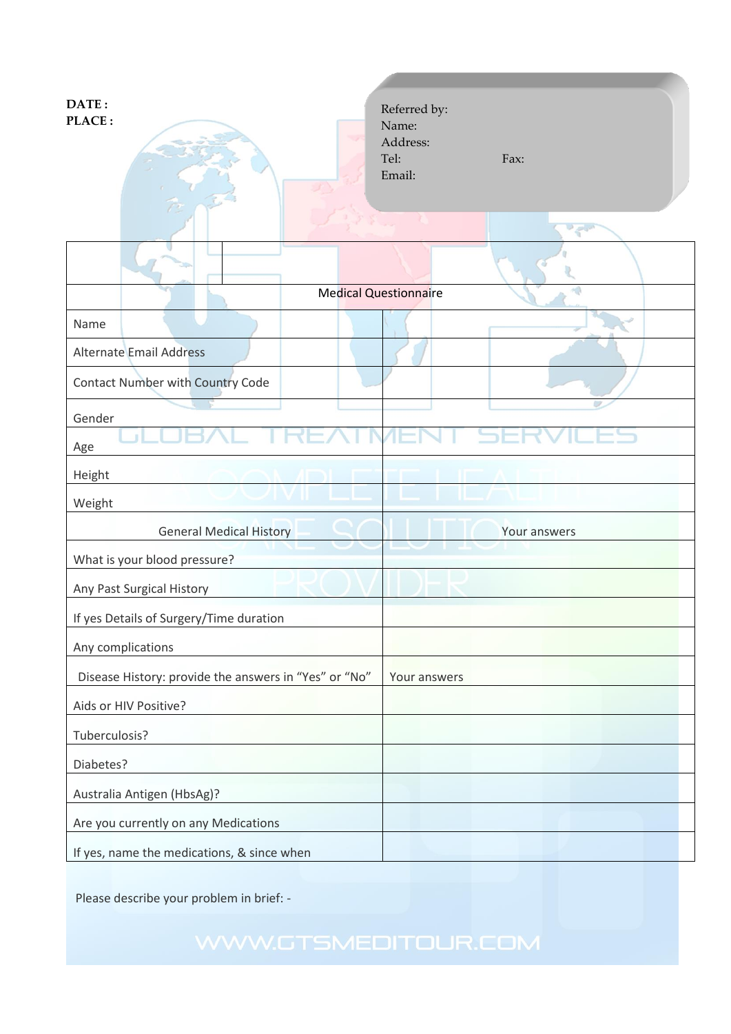**DATE :**
**PLACE :**

Referred by:
Name:
Address:
Tel: Fax:
Email:

| | |
|---|---|
| Medical Questionnaire | |
| Name | |
| Alternate Email Address | |
| Contact Number with Country Code | |
| Gender | |
| Age | |
| Height | |
| Weight | |
| General Medical History | Your answers |
| What is your blood pressure? | |
| Any Past Surgical History | |
| If yes Details of Surgery/Time duration | |
| Any complications | |
| Disease History: provide the answers in "Yes" or "No" | Your answers |
| Aids or HIV Positive? | |
| Tuberculosis? | |
| Diabetes? | |
| Australia Antigen (HbsAg)? | |
| Are you currently on any Medications | |
| If yes, name the medications, & since when | |

Please describe your problem in brief: -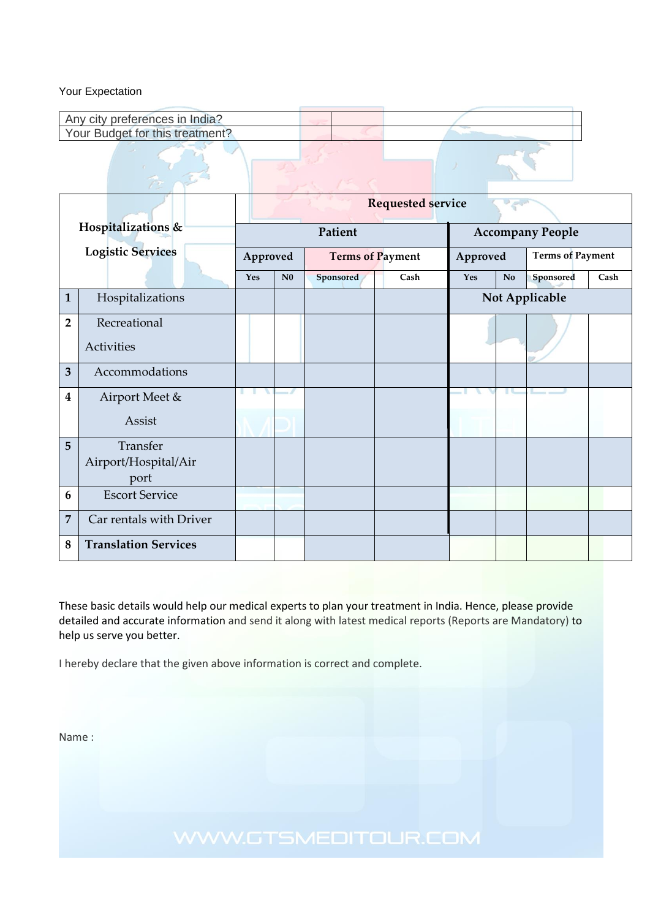Your Expectation

| | |
|---|---|
| Any city preferences in India? | |
| Your Budget for this treatment? | |

| Hospitalizations & Logistic Services | | Requested service | | | | | | | |
|---|---|---|---|---|---|---|---|---|---|
| | | Patient | | | | Accompany People | | | |
| | | Approved | | Terms of Payment | | Approved | | Terms of Payment | |
| | | Yes | N0 | Sponsored | Cash | Yes | No | Sponsored | Cash |
| 1 | Hospitalizations | | | | | Not Applicable | | | |
| 2 | Recreational Activities | | | | | | | | |
| 3 | Accommodations | | | | | | | | |
| 4 | Airport Meet & Assist | | | | | | | | |
| 5 | Transfer Airport/Hospital/Airport | | | | | | | | |
| 6 | Escort Service | | | | | | | | |
| 7 | Car rentals with Driver | | | | | | | | |
| 8 | **Translation Services** | | | | | | | | |

These basic details would help our medical experts to plan your treatment in India. Hence, please provide detailed and accurate information and send it along with latest medical reports (Reports are Mandatory) to help us serve you better.

I hereby declare that the given above information is correct and complete.

Name :

WWW.GTSMEDITOUR.COM